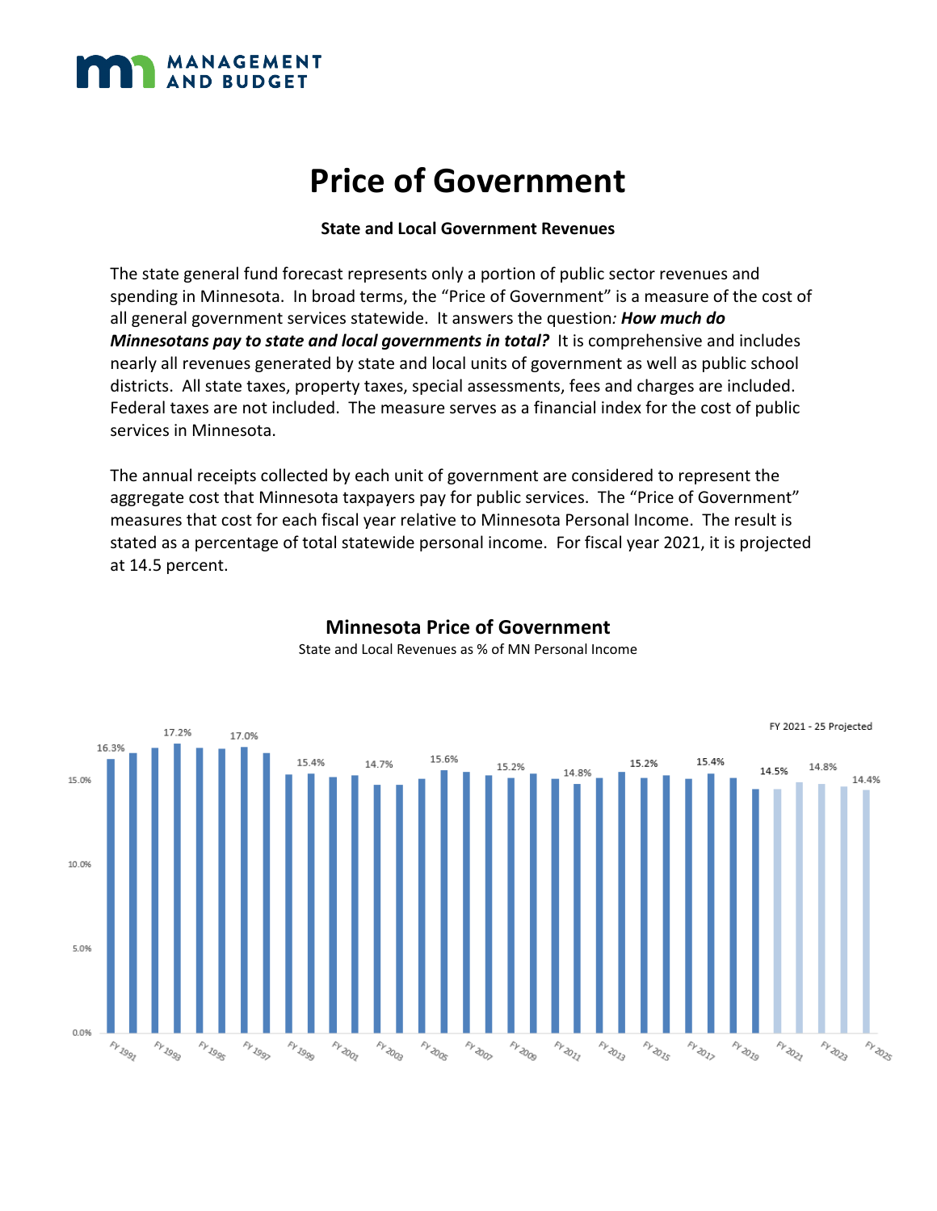# Price of Government

**State and Local Government Revenues**

The state general fund forecast represents only a portion of public sector revenues and spending in Minnesota. In broad terms, the "Price of Government" is a measure of the cost of all general government services statewide. It answers the question*:* ***How much do Minnesotans pay to state and local governments in total?*** It is comprehensive and includes nearly all revenues generated by state and local units of government as well as public school districts. All state taxes, property taxes, special assessments, fees and charges are included. Federal taxes are not included. The measure serves as a financial index for the cost of public services in Minnesota.

The annual receipts collected by each unit of government are considered to represent the aggregate cost that Minnesota taxpayers pay for public services. The "Price of Government" measures that cost for each fiscal year relative to Minnesota Personal Income. The result is stated as a percentage of total statewide personal income. For fiscal year 2021, it is projected at 14.5 percent.

**Minnesota Price of Government**

State and Local Revenues as % of MN Personal Income

FY 2021 - 25 Projected

| Fiscal Year | Value |
|---|---|
| FY 1991 | 16.3% |
| FY 1994 | 17.2% |
| FY 1997 | 17.0% |
| FY 2000 | 15.4% |
| FY 2003 | 14.7% |
| FY 2006 | 15.6% |
| FY 2009 | 15.2% |
| FY 2012 | 14.8% |
| FY 2015 | 15.2% |
| FY 2018 | 15.4% |
| FY 2021 | 14.5% |
| FY 2022 | 14.8% |
| FY 2025 | 14.4% |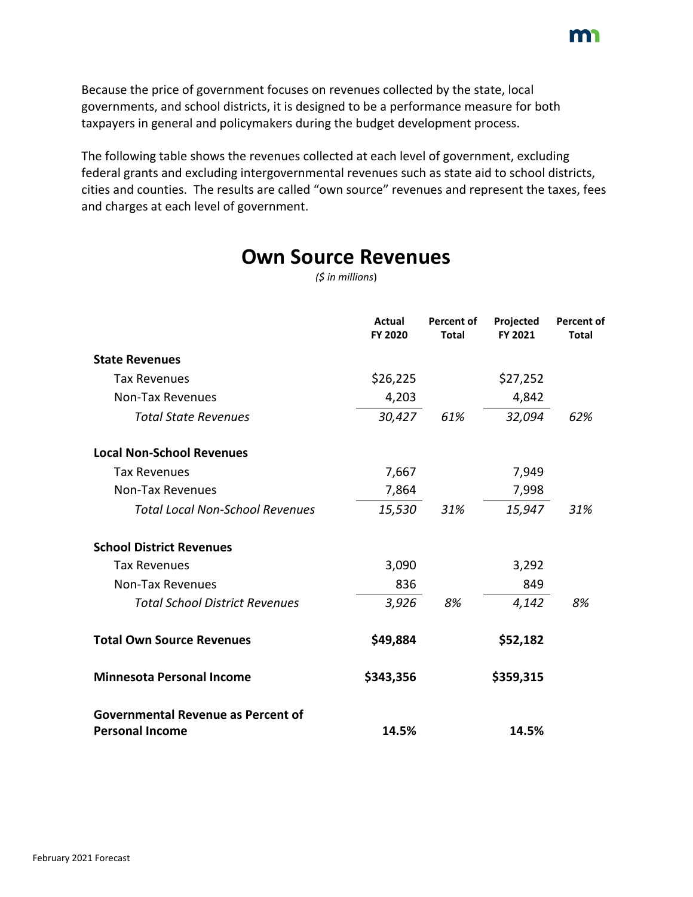Because the price of government focuses on revenues collected by the state, local governments, and school districts, it is designed to be a performance measure for both taxpayers in general and policymakers during the budget development process.

The following table shows the revenues collected at each level of government, excluding federal grants and excluding intergovernmental revenues such as state aid to school districts, cities and counties. The results are called "own source" revenues and represent the taxes, fees and charges at each level of government.

# Own Source Revenues

*($ in millions)*

| | Actual FY 2020 | Percent of Total | Projected FY 2021 | Percent of Total |
|---|---|---|---|---|
| **State Revenues** | | | | |
| Tax Revenues | $26,225 | | $27,252 | |
| Non-Tax Revenues | 4,203 | | 4,842 | |
| *Total State Revenues* | *30,427* | *61%* | *32,094* | *62%* |
| **Local Non-School Revenues** | | | | |
| Tax Revenues | 7,667 | | 7,949 | |
| Non-Tax Revenues | 7,864 | | 7,998 | |
| *Total Local Non-School Revenues* | *15,530* | *31%* | *15,947* | *31%* |
| **School District Revenues** | | | | |
| Tax Revenues | 3,090 | | 3,292 | |
| Non-Tax Revenues | 836 | | 849 | |
| *Total School District Revenues* | *3,926* | *8%* | *4,142* | *8%* |
| **Total Own Source Revenues** | **$49,884** | | **$52,182** | |
| **Minnesota Personal Income** | **$343,356** | | **$359,315** | |
| **Governmental Revenue as Percent of Personal Income** | **14.5%** | | **14.5%** | |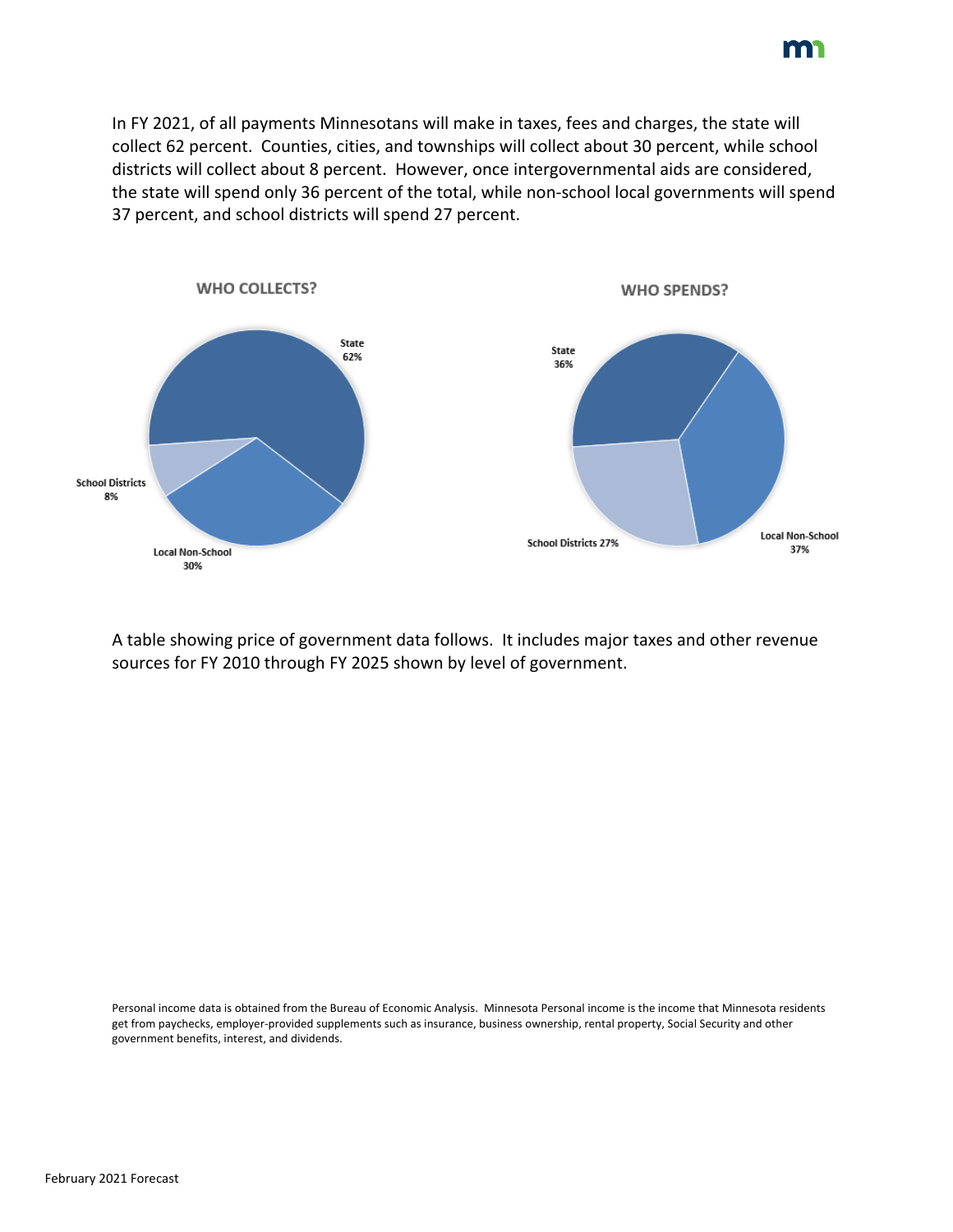In FY 2021, of all payments Minnesotans will make in taxes, fees and charges, the state will collect 62 percent. Counties, cities, and townships will collect about 30 percent, while school districts will collect about 8 percent. However, once intergovernmental aids are considered, the state will spend only 36 percent of the total, while non-school local governments will spend 37 percent, and school districts will spend 27 percent.

**WHO COLLECTS?**

State 62%

Local Non-School 30%

School Districts 8%

**WHO SPENDS?**

State 36%

Local Non-School 37%

School Districts 27%

A table showing price of government data follows. It includes major taxes and other revenue sources for FY 2010 through FY 2025 shown by level of government.

Personal income data is obtained from the Bureau of Economic Analysis. Minnesota Personal income is the income that Minnesota residents get from paychecks, employer-provided supplements such as insurance, business ownership, rental property, Social Security and other government benefits, interest, and dividends.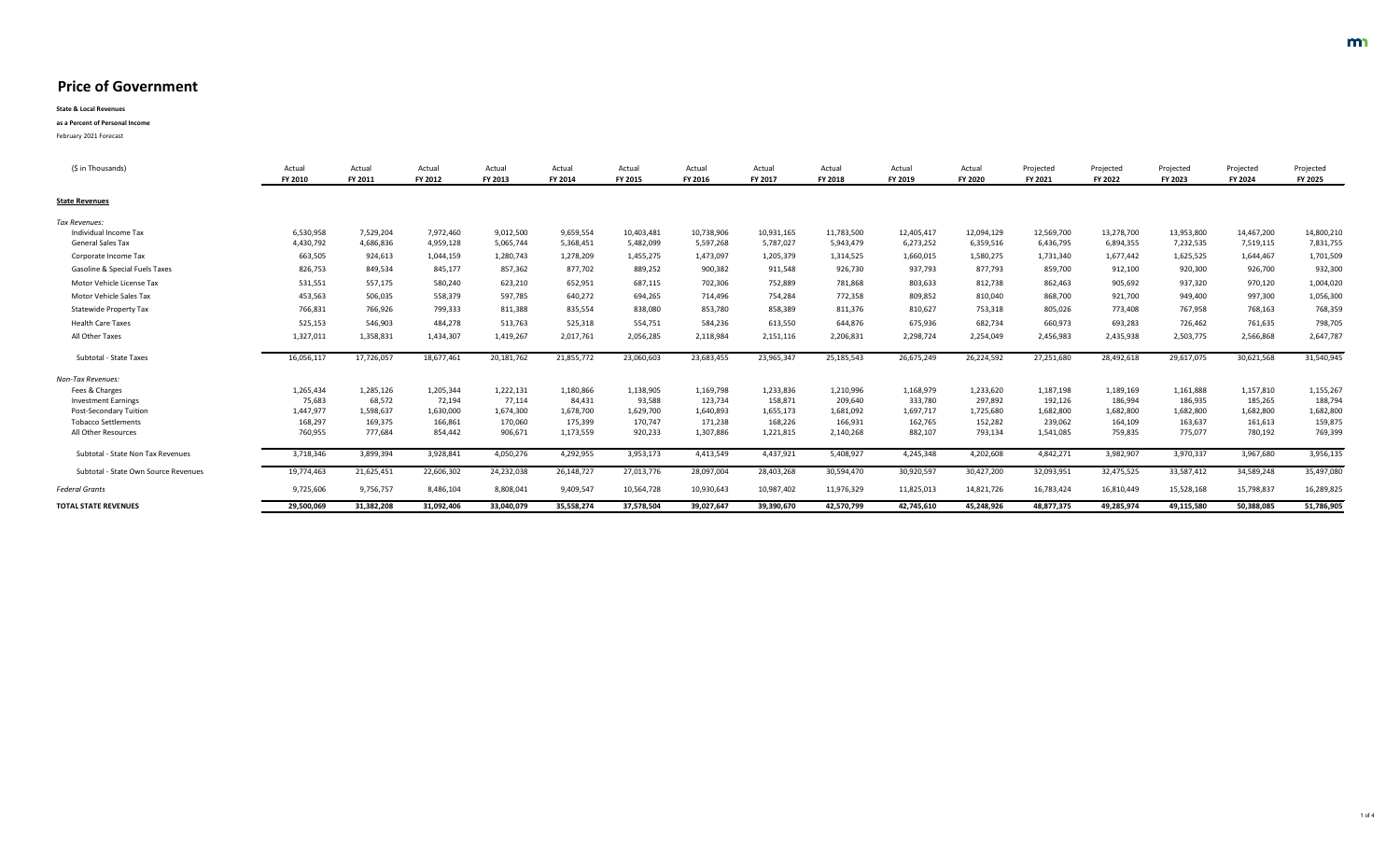# Price of Government

**State & Local Revenues**

**as a Percent of Personal Income**

February 2021 Forecast

| ($ in Thousands) | Actual FY 2010 | Actual FY 2011 | Actual FY 2012 | Actual FY 2013 | Actual FY 2014 | Actual FY 2015 | Actual FY 2016 | Actual FY 2017 | Actual FY 2018 | Actual FY 2019 | Actual FY 2020 | Projected FY 2021 | Projected FY 2022 | Projected FY 2023 | Projected FY 2024 | Projected FY 2025 |
|---|---|---|---|---|---|---|---|---|---|---|---|---|---|---|---|---|
| **State Revenues** | | | | | | | | | | | | | | | | |
| *Tax Revenues:* | | | | | | | | | | | | | | | | |
| Individual Income Tax | 6,530,958 | 7,529,204 | 7,972,460 | 9,012,500 | 9,659,554 | 10,403,481 | 10,738,906 | 10,931,165 | 11,783,500 | 12,405,417 | 12,094,129 | 12,569,700 | 13,278,700 | 13,953,800 | 14,467,200 | 14,800,210 |
| General Sales Tax | 4,430,792 | 4,686,836 | 4,959,128 | 5,065,744 | 5,368,451 | 5,482,099 | 5,597,268 | 5,787,027 | 5,943,479 | 6,273,252 | 6,359,516 | 6,436,795 | 6,894,355 | 7,232,535 | 7,519,115 | 7,831,755 |
| Corporate Income Tax | 663,505 | 924,613 | 1,044,159 | 1,280,743 | 1,278,209 | 1,455,275 | 1,473,097 | 1,205,379 | 1,314,525 | 1,660,015 | 1,580,275 | 1,731,340 | 1,677,442 | 1,625,525 | 1,644,467 | 1,701,509 |
| Gasoline & Special Fuels Taxes | 826,753 | 849,534 | 845,177 | 857,362 | 877,702 | 889,252 | 900,382 | 911,548 | 926,730 | 937,793 | 877,793 | 859,700 | 912,100 | 920,300 | 926,700 | 932,300 |
| Motor Vehicle License Tax | 531,551 | 557,175 | 580,240 | 623,210 | 652,951 | 687,115 | 702,306 | 752,889 | 781,868 | 803,633 | 812,738 | 862,463 | 905,692 | 937,320 | 970,120 | 1,004,020 |
| Motor Vehicle Sales Tax | 453,563 | 506,035 | 558,379 | 597,785 | 640,272 | 694,265 | 714,496 | 754,284 | 772,358 | 809,852 | 810,040 | 868,700 | 921,700 | 949,400 | 997,300 | 1,056,300 |
| Statewide Property Tax | 766,831 | 766,926 | 799,333 | 811,388 | 835,554 | 838,080 | 853,780 | 858,389 | 811,376 | 810,627 | 753,318 | 805,026 | 773,408 | 767,958 | 768,163 | 768,359 |
| Health Care Taxes | 525,153 | 546,903 | 484,278 | 513,763 | 525,318 | 554,751 | 584,236 | 613,550 | 644,876 | 675,936 | 682,734 | 660,973 | 693,283 | 726,462 | 761,635 | 798,705 |
| All Other Taxes | 1,327,011 | 1,358,831 | 1,434,307 | 1,419,267 | 2,017,761 | 2,056,285 | 2,118,984 | 2,151,116 | 2,206,831 | 2,298,724 | 2,254,049 | 2,456,983 | 2,435,938 | 2,503,775 | 2,566,868 | 2,647,787 |
| Subtotal - State Taxes | 16,056,117 | 17,726,057 | 18,677,461 | 20,181,762 | 21,855,772 | 23,060,603 | 23,683,455 | 23,965,347 | 25,185,543 | 26,675,249 | 26,224,592 | 27,251,680 | 28,492,618 | 29,617,075 | 30,621,568 | 31,540,945 |
| *Non-Tax Revenues:* | | | | | | | | | | | | | | | | |
| Fees & Charges | 1,265,434 | 1,285,126 | 1,205,344 | 1,222,131 | 1,180,866 | 1,138,905 | 1,169,798 | 1,233,836 | 1,210,996 | 1,168,979 | 1,233,620 | 1,187,198 | 1,189,169 | 1,161,888 | 1,157,810 | 1,155,267 |
| Investment Earnings | 75,683 | 68,572 | 72,194 | 77,114 | 84,431 | 93,588 | 123,734 | 158,871 | 209,640 | 333,780 | 297,892 | 192,126 | 186,994 | 186,935 | 185,265 | 188,794 |
| Post-Secondary Tuition | 1,447,977 | 1,598,637 | 1,630,000 | 1,674,300 | 1,678,700 | 1,629,700 | 1,640,893 | 1,655,173 | 1,681,092 | 1,697,717 | 1,725,680 | 1,682,800 | 1,682,800 | 1,682,800 | 1,682,800 | 1,682,800 |
| Tobacco Settlements | 168,297 | 169,375 | 166,861 | 170,060 | 175,399 | 170,747 | 171,238 | 168,226 | 166,931 | 162,765 | 152,282 | 239,062 | 164,109 | 163,637 | 161,613 | 159,875 |
| All Other Resources | 760,955 | 777,684 | 854,442 | 906,671 | 1,173,559 | 920,233 | 1,307,886 | 1,221,815 | 2,140,268 | 882,107 | 793,134 | 1,541,085 | 759,835 | 775,077 | 780,192 | 769,399 |
| Subtotal - State Non Tax Revenues | 3,718,346 | 3,899,394 | 3,928,841 | 4,050,276 | 4,292,955 | 3,953,173 | 4,413,549 | 4,437,921 | 5,408,927 | 4,245,348 | 4,202,608 | 4,842,271 | 3,982,907 | 3,970,337 | 3,967,680 | 3,956,135 |
| Subtotal - State Own Source Revenues | 19,774,463 | 21,625,451 | 22,606,302 | 24,232,038 | 26,148,727 | 27,013,776 | 28,097,004 | 28,403,268 | 30,594,470 | 30,920,597 | 30,427,200 | 32,093,951 | 32,475,525 | 33,587,412 | 34,589,248 | 35,497,080 |
| *Federal Grants* | 9,725,606 | 9,756,757 | 8,486,104 | 8,808,041 | 9,409,547 | 10,564,728 | 10,930,643 | 10,987,402 | 11,976,329 | 11,825,013 | 14,821,726 | 16,783,424 | 16,810,449 | 15,528,168 | 15,798,837 | 16,289,825 |
| **TOTAL STATE REVENUES** | **29,500,069** | **31,382,208** | **31,092,406** | **33,040,079** | **35,558,274** | **37,578,504** | **39,027,647** | **39,390,670** | **42,570,799** | **42,745,610** | **45,248,926** | **48,877,375** | **49,285,974** | **49,115,580** | **50,388,085** | **51,786,905** |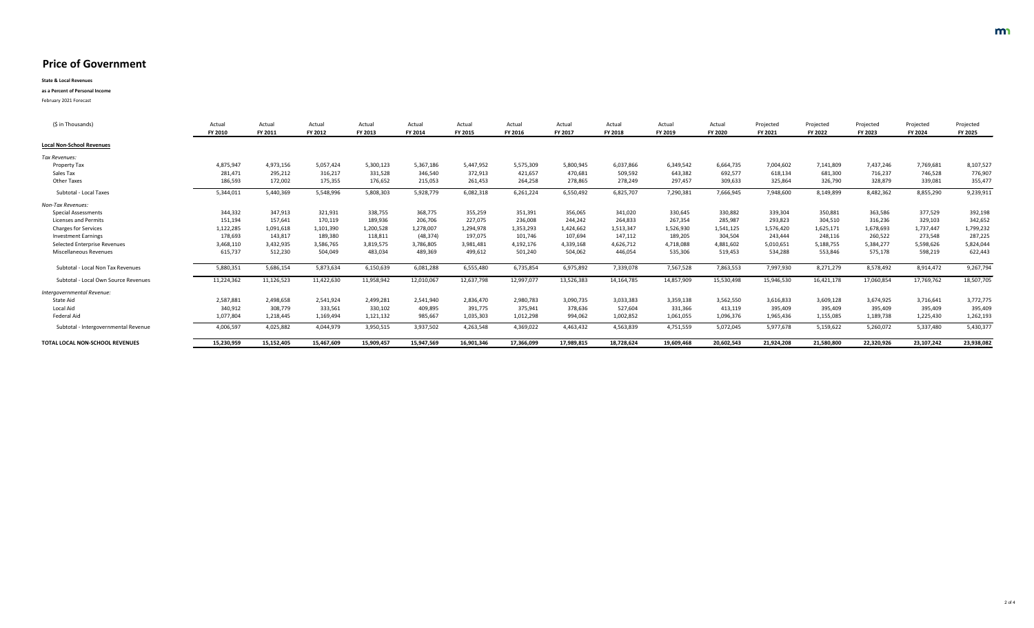# Price of Government

**State & Local Revenues**

**as a Percent of Personal Income**

February 2021 Forecast

| ($ in Thousands) | Actual FY 2010 | Actual FY 2011 | Actual FY 2012 | Actual FY 2013 | Actual FY 2014 | Actual FY 2015 | Actual FY 2016 | Actual FY 2017 | Actual FY 2018 | Actual FY 2019 | Actual FY 2020 | Projected FY 2021 | Projected FY 2022 | Projected FY 2023 | Projected FY 2024 | Projected FY 2025 |
|---|---|---|---|---|---|---|---|---|---|---|---|---|---|---|---|---|
| **Local Non-School Revenues** | | | | | | | | | | | | | | | | |
| *Tax Revenues:* | | | | | | | | | | | | | | | | |
| Property Tax | 4,875,947 | 4,973,156 | 5,057,424 | 5,300,123 | 5,367,186 | 5,447,952 | 5,575,309 | 5,800,945 | 6,037,866 | 6,349,542 | 6,664,735 | 7,004,602 | 7,141,809 | 7,437,246 | 7,769,681 | 8,107,527 |
| Sales Tax | 281,471 | 295,212 | 316,217 | 331,528 | 346,540 | 372,913 | 421,657 | 470,681 | 509,592 | 643,382 | 692,577 | 618,134 | 681,300 | 716,237 | 746,528 | 776,907 |
| Other Taxes | 186,593 | 172,002 | 175,355 | 176,652 | 215,053 | 261,453 | 264,258 | 278,865 | 278,249 | 297,457 | 309,633 | 325,864 | 326,790 | 328,879 | 339,081 | 355,477 |
| Subtotal - Local Taxes | 5,344,011 | 5,440,369 | 5,548,996 | 5,808,303 | 5,928,779 | 6,082,318 | 6,261,224 | 6,550,492 | 6,825,707 | 7,290,381 | 7,666,945 | 7,948,600 | 8,149,899 | 8,482,362 | 8,855,290 | 9,239,911 |
| *Non-Tax Revenues:* | | | | | | | | | | | | | | | | |
| Special Assessments | 344,332 | 347,913 | 321,931 | 338,755 | 368,775 | 355,259 | 351,391 | 356,065 | 341,020 | 330,645 | 330,882 | 339,304 | 350,881 | 363,586 | 377,529 | 392,198 |
| Licenses and Permits | 151,194 | 157,641 | 170,119 | 189,936 | 206,706 | 227,075 | 236,008 | 244,242 | 264,833 | 267,354 | 285,987 | 293,823 | 304,510 | 316,236 | 329,103 | 342,652 |
| Charges for Services | 1,122,285 | 1,091,618 | 1,101,390 | 1,200,528 | 1,278,007 | 1,294,978 | 1,353,293 | 1,424,662 | 1,513,347 | 1,526,930 | 1,541,125 | 1,576,420 | 1,625,171 | 1,678,693 | 1,737,447 | 1,799,232 |
| Investment Earnings | 178,693 | 143,817 | 189,380 | 118,811 | (48,374) | 197,075 | 101,746 | 107,694 | 147,112 | 189,205 | 304,504 | 243,444 | 248,116 | 260,522 | 273,548 | 287,225 |
| Selected Enterprise Revenues | 3,468,110 | 3,432,935 | 3,586,765 | 3,819,575 | 3,786,805 | 3,981,481 | 4,192,176 | 4,339,168 | 4,626,712 | 4,718,088 | 4,881,602 | 5,010,651 | 5,188,755 | 5,384,277 | 5,598,626 | 5,824,044 |
| Miscellaneous Revenues | 615,737 | 512,230 | 504,049 | 483,034 | 489,369 | 499,612 | 501,240 | 504,062 | 446,054 | 535,306 | 519,453 | 534,288 | 553,846 | 575,178 | 598,219 | 622,443 |
| Subtotal - Local Non Tax Revenues | 5,880,351 | 5,686,154 | 5,873,634 | 6,150,639 | 6,081,288 | 6,555,480 | 6,735,854 | 6,975,892 | 7,339,078 | 7,567,528 | 7,863,553 | 7,997,930 | 8,271,279 | 8,578,492 | 8,914,472 | 9,267,794 |
| Subtotal - Local Own Source Revenues | 11,224,362 | 11,126,523 | 11,422,630 | 11,958,942 | 12,010,067 | 12,637,798 | 12,997,077 | 13,526,383 | 14,164,785 | 14,857,909 | 15,530,498 | 15,946,530 | 16,421,178 | 17,060,854 | 17,769,762 | 18,507,705 |
| *Intergovernmental Revenue:* | | | | | | | | | | | | | | | | |
| State Aid | 2,587,881 | 2,498,658 | 2,541,924 | 2,499,281 | 2,541,940 | 2,836,470 | 2,980,783 | 3,090,735 | 3,033,383 | 3,359,138 | 3,562,550 | 3,616,833 | 3,609,128 | 3,674,925 | 3,716,641 | 3,772,775 |
| Local Aid | 340,912 | 308,779 | 333,561 | 330,102 | 409,895 | 391,775 | 375,941 | 378,636 | 527,604 | 331,366 | 413,119 | 395,409 | 395,409 | 395,409 | 395,409 | 395,409 |
| Federal Aid | 1,077,804 | 1,218,445 | 1,169,494 | 1,121,132 | 985,667 | 1,035,303 | 1,012,298 | 994,062 | 1,002,852 | 1,061,055 | 1,096,376 | 1,965,436 | 1,155,085 | 1,189,738 | 1,225,430 | 1,262,193 |
| Subtotal - Intergovernmental Revenue | 4,006,597 | 4,025,882 | 4,044,979 | 3,950,515 | 3,937,502 | 4,263,548 | 4,369,022 | 4,463,432 | 4,563,839 | 4,751,559 | 5,072,045 | 5,977,678 | 5,159,622 | 5,260,072 | 5,337,480 | 5,430,377 |
| **TOTAL LOCAL NON-SCHOOL REVENUES** | **15,230,959** | **15,152,405** | **15,467,609** | **15,909,457** | **15,947,569** | **16,901,346** | **17,366,099** | **17,989,815** | **18,728,624** | **19,609,468** | **20,602,543** | **21,924,208** | **21,580,800** | **22,320,926** | **23,107,242** | **23,938,082** |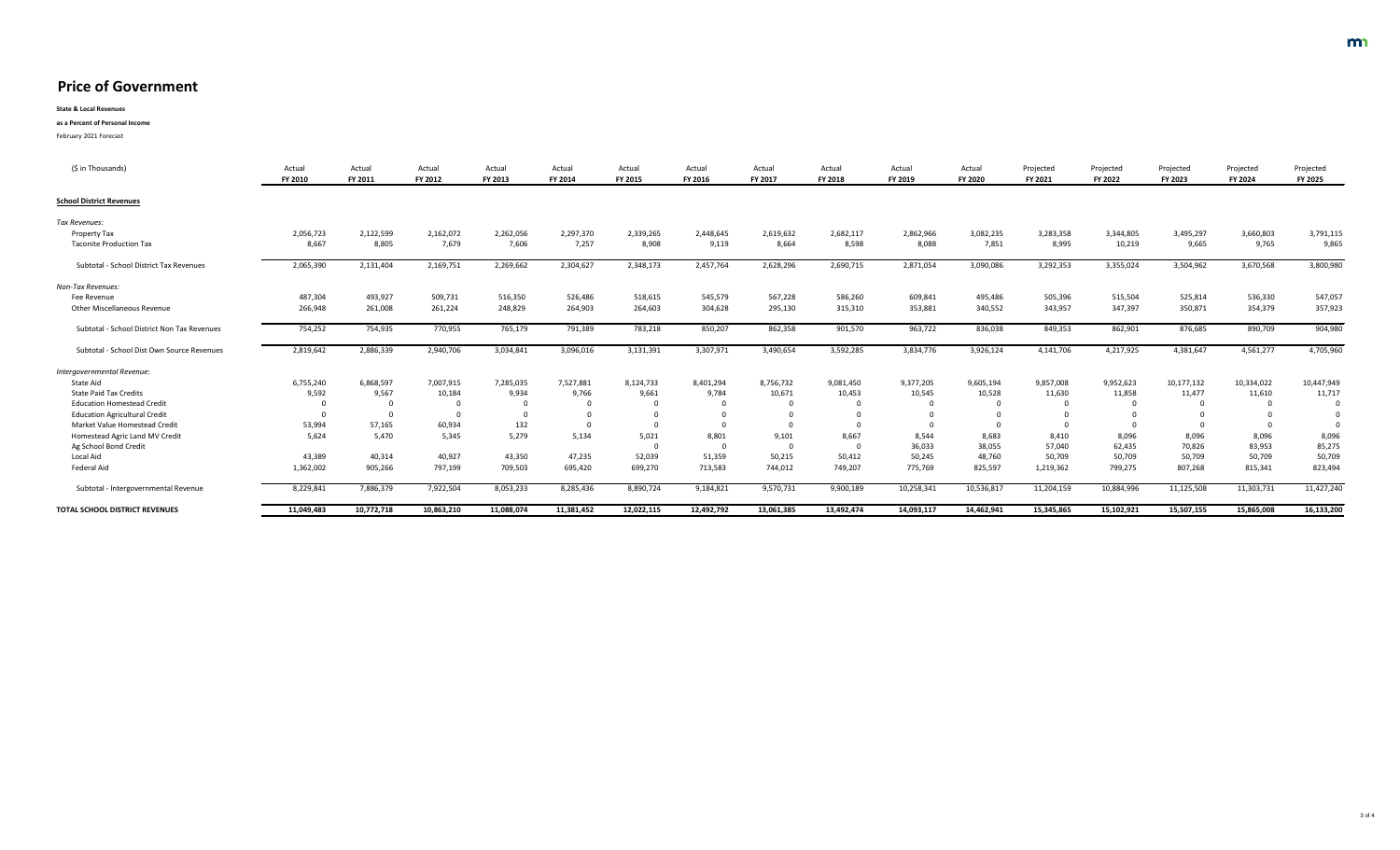# Price of Government

**State & Local Revenues**

**as a Percent of Personal Income**

February 2021 Forecast

| ($ in Thousands) | Actual FY 2010 | Actual FY 2011 | Actual FY 2012 | Actual FY 2013 | Actual FY 2014 | Actual FY 2015 | Actual FY 2016 | Actual FY 2017 | Actual FY 2018 | Actual FY 2019 | Actual FY 2020 | Projected FY 2021 | Projected FY 2022 | Projected FY 2023 | Projected FY 2024 | Projected FY 2025 |
|---|---|---|---|---|---|---|---|---|---|---|---|---|---|---|---|---|
| **School District Revenues** | | | | | | | | | | | | | | | | |
| *Tax Revenues:* | | | | | | | | | | | | | | | | |
| Property Tax | 2,056,723 | 2,122,599 | 2,162,072 | 2,262,056 | 2,297,370 | 2,339,265 | 2,448,645 | 2,619,632 | 2,682,117 | 2,862,966 | 3,082,235 | 3,283,358 | 3,344,805 | 3,495,297 | 3,660,803 | 3,791,115 |
| Taconite Production Tax | 8,667 | 8,805 | 7,679 | 7,606 | 7,257 | 8,908 | 9,119 | 8,664 | 8,598 | 8,088 | 7,851 | 8,995 | 10,219 | 9,665 | 9,765 | 9,865 |
| Subtotal - School District Tax Revenues | 2,065,390 | 2,131,404 | 2,169,751 | 2,269,662 | 2,304,627 | 2,348,173 | 2,457,764 | 2,628,296 | 2,690,715 | 2,871,054 | 3,090,086 | 3,292,353 | 3,355,024 | 3,504,962 | 3,670,568 | 3,800,980 |
| *Non-Tax Revenues:* | | | | | | | | | | | | | | | | |
| Fee Revenue | 487,304 | 493,927 | 509,731 | 516,350 | 526,486 | 518,615 | 545,579 | 567,228 | 586,260 | 609,841 | 495,486 | 505,396 | 515,504 | 525,814 | 536,330 | 547,057 |
| Other Miscellaneous Revenue | 266,948 | 261,008 | 261,224 | 248,829 | 264,903 | 264,603 | 304,628 | 295,130 | 315,310 | 353,881 | 340,552 | 343,957 | 347,397 | 350,871 | 354,379 | 357,923 |
| Subtotal - School District Non Tax Revenues | 754,252 | 754,935 | 770,955 | 765,179 | 791,389 | 783,218 | 850,207 | 862,358 | 901,570 | 963,722 | 836,038 | 849,353 | 862,901 | 876,685 | 890,709 | 904,980 |
| Subtotal - School Dist Own Source Revenues | 2,819,642 | 2,886,339 | 2,940,706 | 3,034,841 | 3,096,016 | 3,131,391 | 3,307,971 | 3,490,654 | 3,592,285 | 3,834,776 | 3,926,124 | 4,141,706 | 4,217,925 | 4,381,647 | 4,561,277 | 4,705,960 |
| *Intergovernmental Revenue:* | | | | | | | | | | | | | | | | |
| State Aid | 6,755,240 | 6,868,597 | 7,007,915 | 7,285,035 | 7,527,881 | 8,124,733 | 8,401,294 | 8,756,732 | 9,081,450 | 9,377,205 | 9,605,194 | 9,857,008 | 9,952,623 | 10,177,132 | 10,334,022 | 10,447,949 |
| State Paid Tax Credits | 9,592 | 9,567 | 10,184 | 9,934 | 9,766 | 9,661 | 9,784 | 10,671 | 10,453 | 10,545 | 10,528 | 11,630 | 11,858 | 11,477 | 11,610 | 11,717 |
| Education Homestead Credit | 0 | 0 | 0 | 0 | 0 | 0 | 0 | 0 | 0 | 0 | 0 | 0 | 0 | 0 | 0 | 0 |
| Education Agricultural Credit | 0 | 0 | 0 | 0 | 0 | 0 | 0 | 0 | 0 | 0 | 0 | 0 | 0 | 0 | 0 | 0 |
| Market Value Homestead Credit | 53,994 | 57,165 | 60,934 | 132 | 0 | 0 | 0 | 0 | 0 | 0 | 0 | 0 | 0 | 0 | 0 | 0 |
| Homestead Agric Land MV Credit | 5,624 | 5,470 | 5,345 | 5,279 | 5,134 | 5,021 | 8,801 | 9,101 | 8,667 | 8,544 | 8,683 | 8,410 | 8,096 | 8,096 | 8,096 | 8,096 |
| Ag School Bond Credit | | | | | | 0 | 0 | 0 | 0 | 36,033 | 38,055 | 57,040 | 62,435 | 70,826 | 83,953 | 85,275 |
| Local Aid | 43,389 | 40,314 | 40,927 | 43,350 | 47,235 | 52,039 | 51,359 | 50,215 | 50,412 | 50,245 | 48,760 | 50,709 | 50,709 | 50,709 | 50,709 | 50,709 |
| Federal Aid | 1,362,002 | 905,266 | 797,199 | 709,503 | 695,420 | 699,270 | 713,583 | 744,012 | 749,207 | 775,769 | 825,597 | 1,219,362 | 799,275 | 807,268 | 815,341 | 823,494 |
| Subtotal - Intergovernmental Revenue | 8,229,841 | 7,886,379 | 7,922,504 | 8,053,233 | 8,285,436 | 8,890,724 | 9,184,821 | 9,570,731 | 9,900,189 | 10,258,341 | 10,536,817 | 11,204,159 | 10,884,996 | 11,125,508 | 11,303,731 | 11,427,240 |
| **TOTAL SCHOOL DISTRICT REVENUES** | **11,049,483** | **10,772,718** | **10,863,210** | **11,088,074** | **11,381,452** | **12,022,115** | **12,492,792** | **13,061,385** | **13,492,474** | **14,093,117** | **14,462,941** | **15,345,865** | **15,102,921** | **15,507,155** | **15,865,008** | **16,133,200** |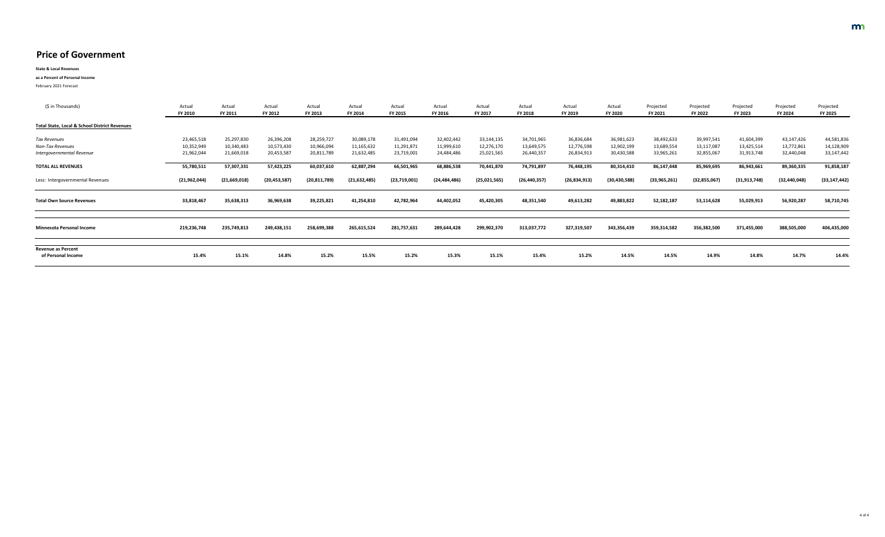# Price of Government

**State & Local Revenues**

**as a Percent of Personal Income**

February 2021 Forecast

| ($ in Thousands) | Actual FY 2010 | Actual FY 2011 | Actual FY 2012 | Actual FY 2013 | Actual FY 2014 | Actual FY 2015 | Actual FY 2016 | Actual FY 2017 | Actual FY 2018 | Actual FY 2019 | Actual FY 2020 | Projected FY 2021 | Projected FY 2022 | Projected FY 2023 | Projected FY 2024 | Projected FY 2025 |
|---|---|---|---|---|---|---|---|---|---|---|---|---|---|---|---|---|
| **Total State, Local & School District Revenues** | | | | | | | | | | | | | | | | |
| *Tax Revenues* | 23,465,518 | 25,297,830 | 26,396,208 | 28,259,727 | 30,089,178 | 31,491,094 | 32,402,442 | 33,144,135 | 34,701,965 | 36,836,684 | 36,981,623 | 38,492,633 | 39,997,541 | 41,604,399 | 43,147,426 | 44,581,836 |
| *Non-Tax Revenues* | 10,352,949 | 10,340,483 | 10,573,430 | 10,966,094 | 11,165,632 | 11,291,871 | 11,999,610 | 12,276,170 | 13,649,575 | 12,776,598 | 12,902,199 | 13,689,554 | 13,117,087 | 13,425,514 | 13,772,861 | 14,128,909 |
| *Intergovernmental Revenue* | 21,962,044 | 21,669,018 | 20,453,587 | 20,811,789 | 21,632,485 | 23,719,001 | 24,484,486 | 25,021,565 | 26,440,357 | 26,834,913 | 30,430,588 | 33,965,261 | 32,855,067 | 31,913,748 | 32,440,048 | 33,147,442 |
| **TOTAL ALL REVENUES** | **55,780,511** | **57,307,331** | **57,423,225** | **60,037,610** | **62,887,294** | **66,501,965** | **68,886,538** | **70,441,870** | **74,791,897** | **76,448,195** | **80,314,410** | **86,147,448** | **85,969,695** | **86,943,661** | **89,360,335** | **91,858,187** |
| Less: Intergovernmental Revenues | **(21,962,044)** | **(21,669,018)** | **(20,453,587)** | **(20,811,789)** | **(21,632,485)** | **(23,719,001)** | **(24,484,486)** | **(25,021,565)** | **(26,440,357)** | **(26,834,913)** | **(30,430,588)** | **(33,965,261)** | **(32,855,067)** | **(31,913,748)** | **(32,440,048)** | **(33,147,442)** |
| **Total Own Source Revenues** | **33,818,467** | **35,638,313** | **36,969,638** | **39,225,821** | **41,254,810** | **42,782,964** | **44,402,052** | **45,420,305** | **48,351,540** | **49,613,282** | **49,883,822** | **52,182,187** | **53,114,628** | **55,029,913** | **56,920,287** | **58,710,745** |
| **Minnesota Personal Income** | **219,236,748** | **235,749,813** | **249,438,151** | **258,699,388** | **265,615,524** | **281,757,631** | **289,644,428** | **299,902,370** | **313,037,772** | **327,319,507** | **343,356,439** | **359,314,582** | **356,382,500** | **371,455,000** | **388,505,000** | **406,435,000** |
| **Revenue as Percent of Personal Income** | **15.4%** | **15.1%** | **14.8%** | **15.2%** | **15.5%** | **15.2%** | **15.3%** | **15.1%** | **15.4%** | **15.2%** | **14.5%** | **14.5%** | **14.9%** | **14.8%** | **14.7%** | **14.4%** |